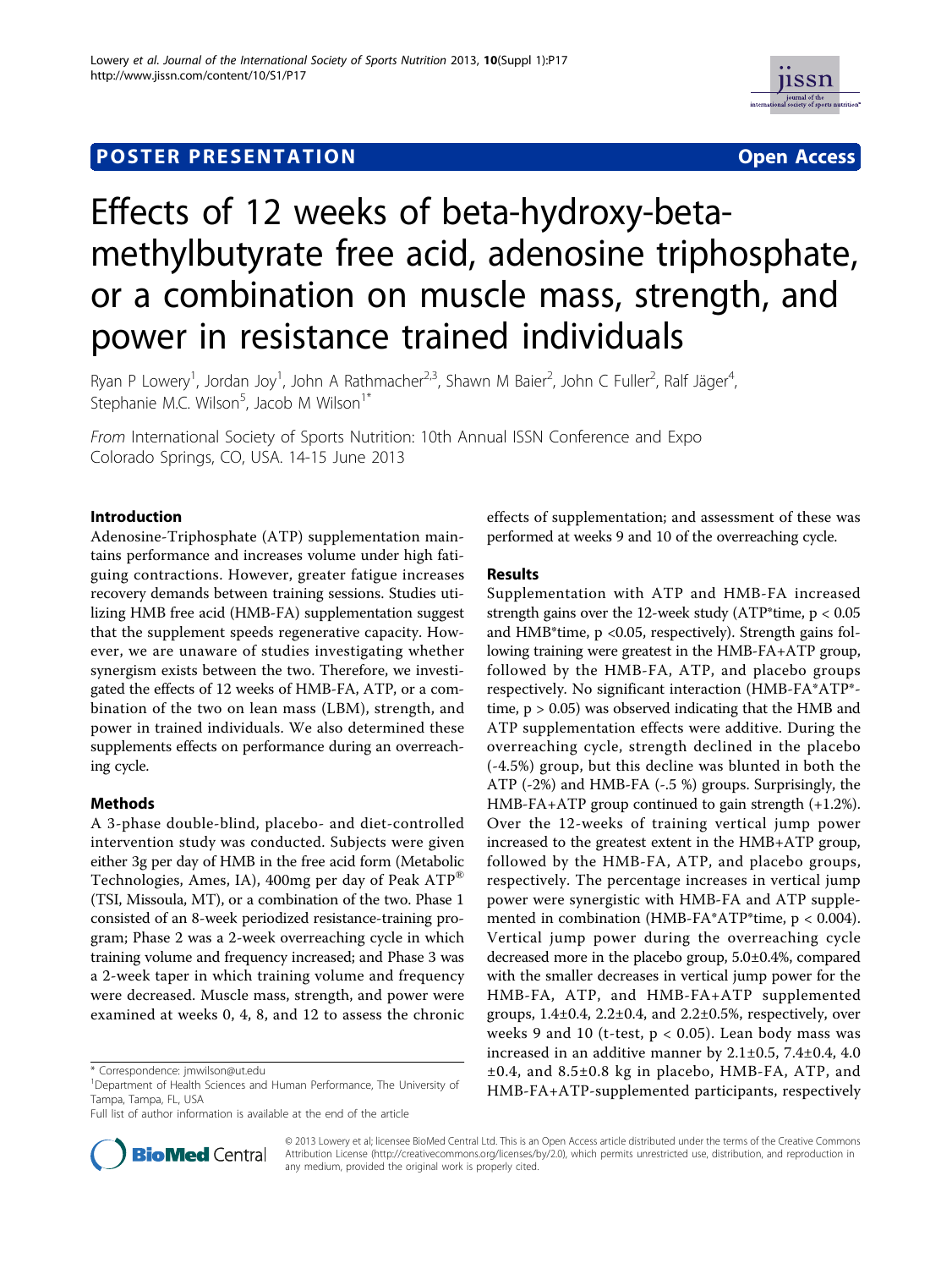POSTER PRESENTATION Open Access

# Effects of 12 weeks of beta-hydroxy-beta-methylbutyrate free acid, adenosine triphosphate, or a combination on muscle mass, strength, and power in resistance trained individuals

Ryan P Lowery[1], Jordan Joy[1], John A Rathmacher[2,3], Shawn M Baier[2], John C Fuller[2], Ralf Jäger[4], Stephanie M.C. Wilson[5], Jacob M Wilson[1*]

*From* International Society of Sports Nutrition: 10th Annual ISSN Conference and Expo
Colorado Springs, CO, USA. 14-15 June 2013

## Introduction

Adenosine-Triphosphate (ATP) supplementation maintains performance and increases volume under high fatiguing contractions. However, greater fatigue increases recovery demands between training sessions. Studies utilizing HMB free acid (HMB-FA) supplementation suggest that the supplement speeds regenerative capacity. However, we are unaware of studies investigating whether synergism exists between the two. Therefore, we investigated the effects of 12 weeks of HMB-FA, ATP, or a combination of the two on lean mass (LBM), strength, and power in trained individuals. We also determined these supplements effects on performance during an overreaching cycle.

## Methods

A 3-phase double-blind, placebo- and diet-controlled intervention study was conducted. Subjects were given either 3g per day of HMB in the free acid form (Metabolic Technologies, Ames, IA), 400mg per day of Peak ATP® (TSI, Missoula, MT), or a combination of the two. Phase 1 consisted of an 8-week periodized resistance-training program; Phase 2 was a 2-week overreaching cycle in which training volume and frequency increased; and Phase 3 was a 2-week taper in which training volume and frequency were decreased. Muscle mass, strength, and power were examined at weeks 0, 4, 8, and 12 to assess the chronic effects of supplementation; and assessment of these was performed at weeks 9 and 10 of the overreaching cycle.

## Results

Supplementation with ATP and HMB-FA increased strength gains over the 12-week study (ATP*time, $p < 0.05$ and HMB*time, $p < 0.05$, respectively). Strength gains following training were greatest in the HMB-FA+ATP group, followed by the HMB-FA, ATP, and placebo groups respectively. No significant interaction (HMB-FA*ATP*-time, $p > 0.05$) was observed indicating that the HMB and ATP supplementation effects were additive. During the overreaching cycle, strength declined in the placebo (-4.5%) group, but this decline was blunted in both the ATP (-2%) and HMB-FA (-.5 %) groups. Surprisingly, the HMB-FA+ATP group continued to gain strength (+1.2%). Over the 12-weeks of training vertical jump power increased to the greatest extent in the HMB+ATP group, followed by the HMB-FA, ATP, and placebo groups, respectively. The percentage increases in vertical jump power were synergistic with HMB-FA and ATP supplemented in combination (HMB-FA*ATP*time, $p < 0.004$). Vertical jump power during the overreaching cycle decreased more in the placebo group, 5.0±0.4%, compared with the smaller decreases in vertical jump power for the HMB-FA, ATP, and HMB-FA+ATP supplemented groups, 1.4±0.4, 2.2±0.4, and 2.2±0.5%, respectively, over weeks 9 and 10 (t-test, $p < 0.05$). Lean body mass was increased in an additive manner by 2.1±0.5, 7.4±0.4, 4.0 ±0.4, and 8.5±0.8 kg in placebo, HMB-FA, ATP, and HMB-FA+ATP-supplemented participants, respectively

\* Correspondence: jmwilson@ut.edu
[1]Department of Health Sciences and Human Performance, The University of Tampa, Tampa, FL, USA
Full list of author information is available at the end of the article

© 2013 Lowery et al; licensee BioMed Central Ltd. This is an Open Access article distributed under the terms of the Creative Commons Attribution License (http://creativecommons.org/licenses/by/2.0), which permits unrestricted use, distribution, and reproduction in any medium, provided the original work is properly cited.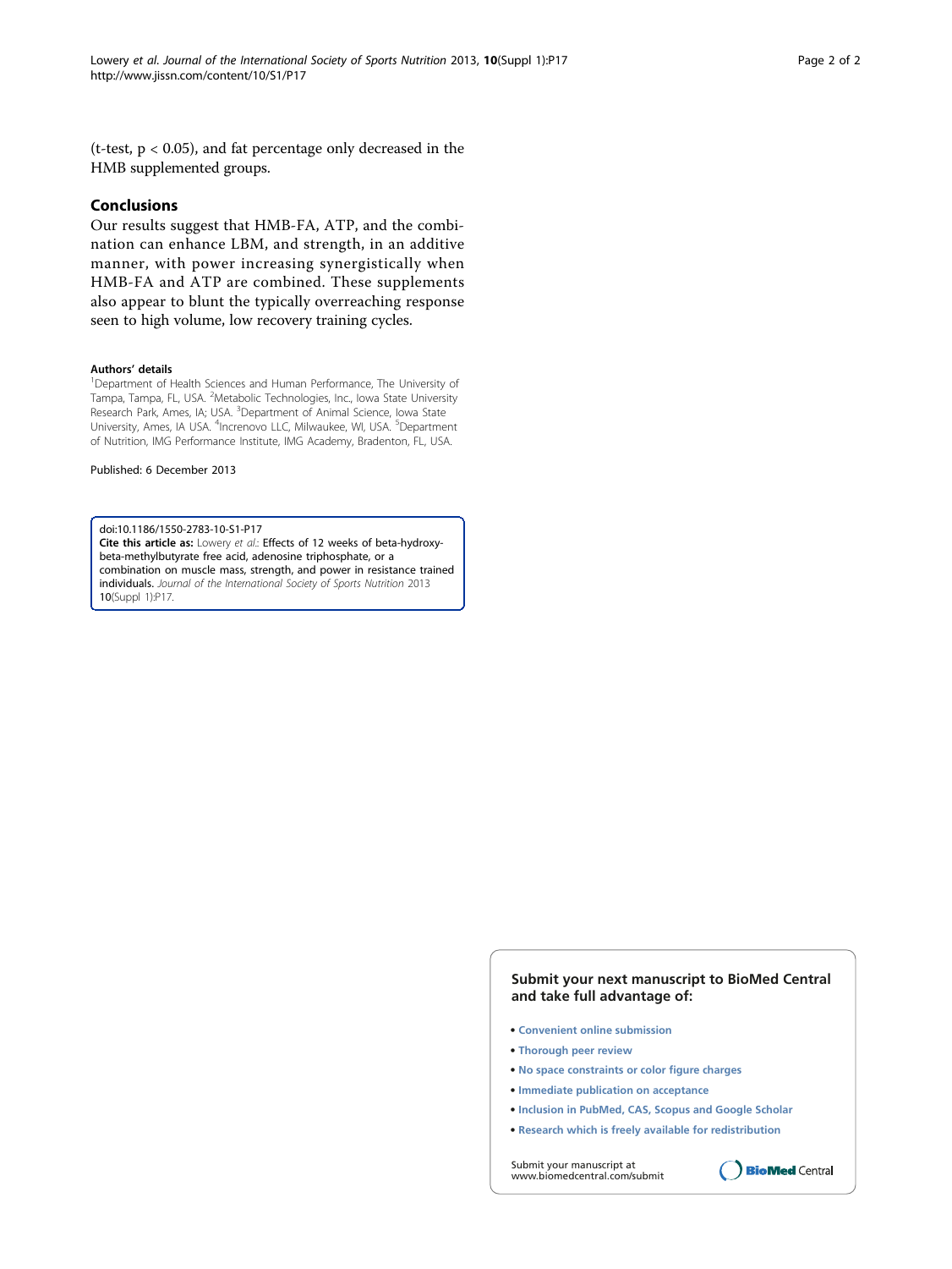(t-test, $p < 0.05$), and fat percentage only decreased in the HMB supplemented groups.

## Conclusions

Our results suggest that HMB-FA, ATP, and the combination can enhance LBM, and strength, in an additive manner, with power increasing synergistically when HMB-FA and ATP are combined. These supplements also appear to blunt the typically overreaching response seen to high volume, low recovery training cycles.

#### Authors' details

[1]Department of Health Sciences and Human Performance, The University of Tampa, Tampa, FL, USA. [2]Metabolic Technologies, Inc., Iowa State University Research Park, Ames, IA; USA. [3]Department of Animal Science, Iowa State University, Ames, IA USA. [4]Increnovo LLC, Milwaukee, WI, USA. [5]Department of Nutrition, IMG Performance Institute, IMG Academy, Bradenton, FL, USA.

Published: 6 December 2013

doi:10.1186/1550-2783-10-S1-P17

**Cite this article as:** Lowery *et al.*: **Effects of 12 weeks of beta-hydroxy-beta-methylbutyrate free acid, adenosine triphosphate, or a combination on muscle mass, strength, and power in resistance trained individuals.** *Journal of the International Society of Sports Nutrition* 2013 **10**(Suppl 1):P17.

**Submit your next manuscript to BioMed Central and take full advantage of:**

- Convenient online submission
- Thorough peer review
- No space constraints or color figure charges
- Immediate publication on acceptance
- Inclusion in PubMed, CAS, Scopus and Google Scholar
- Research which is freely available for redistribution

Submit your manuscript at www.biomedcentral.com/submit

BioMed Central